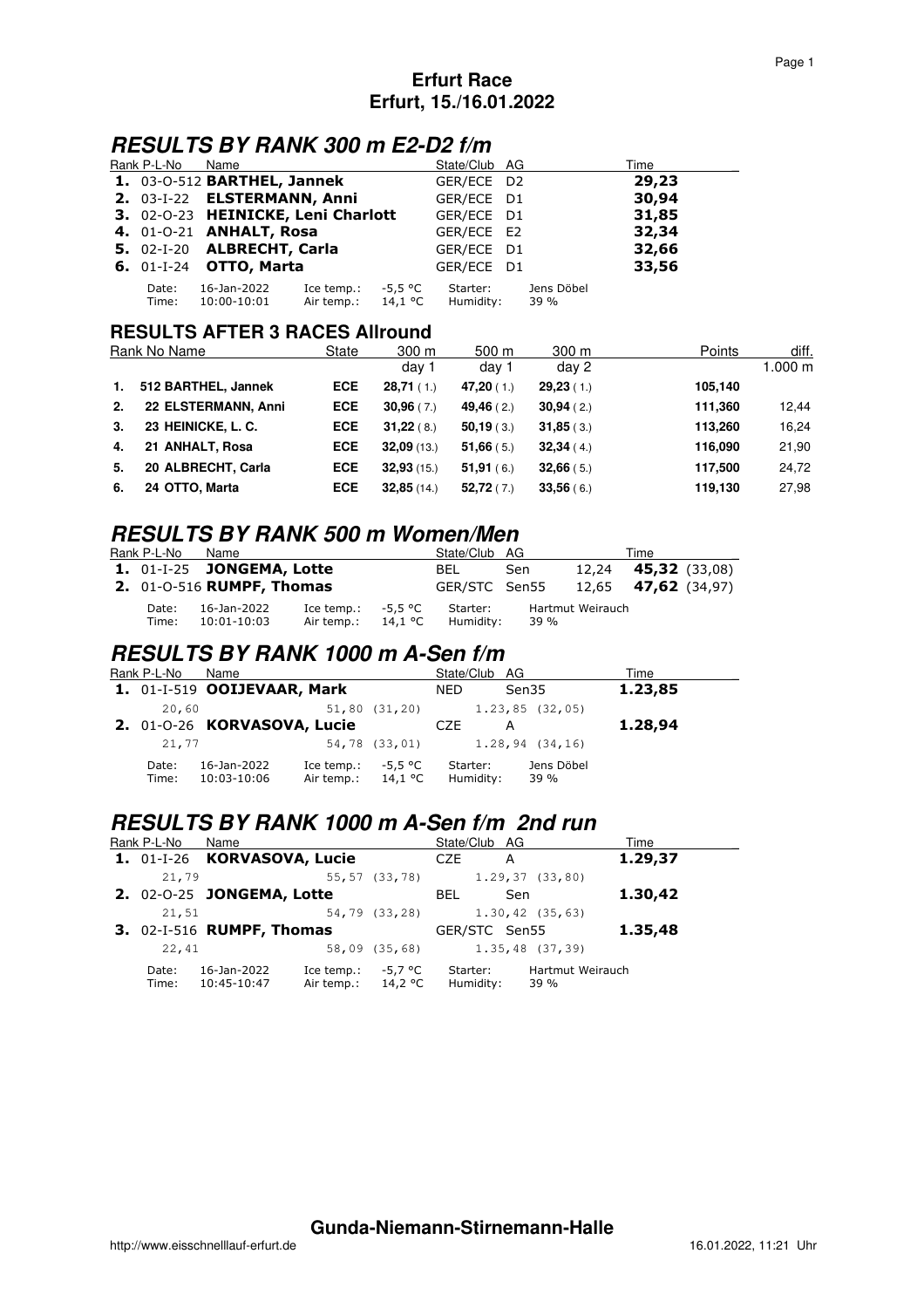# Erfurt Race
## Erfurt, 15./16.01.2022

## RESULTS BY RANK 300 m E2-D2 f/m

| Rank | P-L-No | Name | State/Club | AG | Time |
|---|---|---|---|---|---|
| **1.** | 03-O-512 | **BARTHEL, Jannek** | GER/ECE | D2 | **29,23** |
| **2.** | 03-I-22 | **ELSTERMANN, Anni** | GER/ECE | D1 | **30,94** |
| **3.** | 02-O-23 | **HEINICKE, Leni Charlott** | GER/ECE | D1 | **31,85** |
| **4.** | 01-O-21 | **ANHALT, Rosa** | GER/ECE | E2 | **32,34** |
| **5.** | 02-I-20 | **ALBRECHT, Carla** | GER/ECE | D1 | **32,66** |
| **6.** | 01-I-24 | **OTTO, Marta** | GER/ECE | D1 | **33,56** |

Date: 16-Jan-2022 Ice temp.: -5,5 °C Starter: Jens Döbel
Time: 10:00-10:01 Air temp.: 14,1 °C Humidity: 39 %

### RESULTS AFTER 3 RACES Allround

| Rank | No Name | State | 300 m day 1 | 500 m day 1 | 300 m day 2 | Points | diff. 1.000 m |
|---|---|---|---|---|---|---|---|
| 1. | 512 BARTHEL, Jannek | ECE | **28,71** ( 1.) | **47,20** ( 1.) | **29,23** ( 1.) | 105,140 | |
| 2. | 22 ELSTERMANN, Anni | ECE | **30,96** ( 7.) | **49,46** ( 2.) | **30,94** ( 2.) | 111,360 | 12,44 |
| 3. | 23 HEINICKE, L. C. | ECE | **31,22** ( 8.) | **50,19** ( 3.) | **31,85** ( 3.) | 113,260 | 16,24 |
| 4. | 21 ANHALT, Rosa | ECE | **32,09** (13.) | **51,66** ( 5.) | **32,34** ( 4.) | 116,090 | 21,90 |
| 5. | 20 ALBRECHT, Carla | ECE | **32,93** (15.) | **51,91** ( 6.) | **32,66** ( 5.) | 117,500 | 24,72 |
| 6. | 24 OTTO, Marta | ECE | **32,85** (14.) | **52,72** ( 7.) | **33,56** ( 6.) | 119,130 | 27,98 |

## RESULTS BY RANK 500 m Women/Men

| Rank | P-L-No | Name | State/Club | AG | | Time |
|---|---|---|---|---|---|---|
| **1.** | 01-I-25 | **JONGEMA, Lotte** | BEL | Sen | 12,24 | **45,32** (33,08) |
| **2.** | 01-O-516 | **RUMPF, Thomas** | GER/STC | Sen55 | 12,65 | **47,62** (34,97) |

Date: 16-Jan-2022 Ice temp.: -5,5 °C Starter: Hartmut Weirauch
Time: 10:01-10:03 Air temp.: 14,1 °C Humidity: 39 %

## RESULTS BY RANK 1000 m A-Sen f/m

| Rank | P-L-No | Name | State/Club | AG | Time |
|---|---|---|---|---|---|
| **1.** | 01-I-519 | **OOIJEVAAR, Mark** | NED | Sen35 | **1.23,85** |
| | 20,60 | 51,80 (31,20) | 1.23,85 (32,05) | | |
| **2.** | 01-O-26 | **KORVASOVA, Lucie** | CZE | A | **1.28,94** |
| | 21,77 | 54,78 (33,01) | 1.28,94 (34,16) | | |

Date: 16-Jan-2022 Ice temp.: -5,5 °C Starter: Jens Döbel
Time: 10:03-10:06 Air temp.: 14,1 °C Humidity: 39 %

## RESULTS BY RANK 1000 m A-Sen f/m 2nd run

| Rank | P-L-No | Name | State/Club | AG | Time |
|---|---|---|---|---|---|
| **1.** | 01-I-26 | **KORVASOVA, Lucie** | CZE | A | **1.29,37** |
| | 21,79 | 55,57 (33,78) | 1.29,37 (33,80) | | |
| **2.** | 02-O-25 | **JONGEMA, Lotte** | BEL | Sen | **1.30,42** |
| | 21,51 | 54,79 (33,28) | 1.30,42 (35,63) | | |
| **3.** | 02-I-516 | **RUMPF, Thomas** | GER/STC | Sen55 | **1.35,48** |
| | 22,41 | 58,09 (35,68) | 1.35,48 (37,39) | | |

Date: 16-Jan-2022 Ice temp.: -5,7 °C Starter: Hartmut Weirauch
Time: 10:45-10:47 Air temp.: 14,2 °C Humidity: 39 %

**Gunda-Niemann-Stirnemann-Halle**

http://www.eisschnelllauf-erfurt.de 16.01.2022, 11:21 Uhr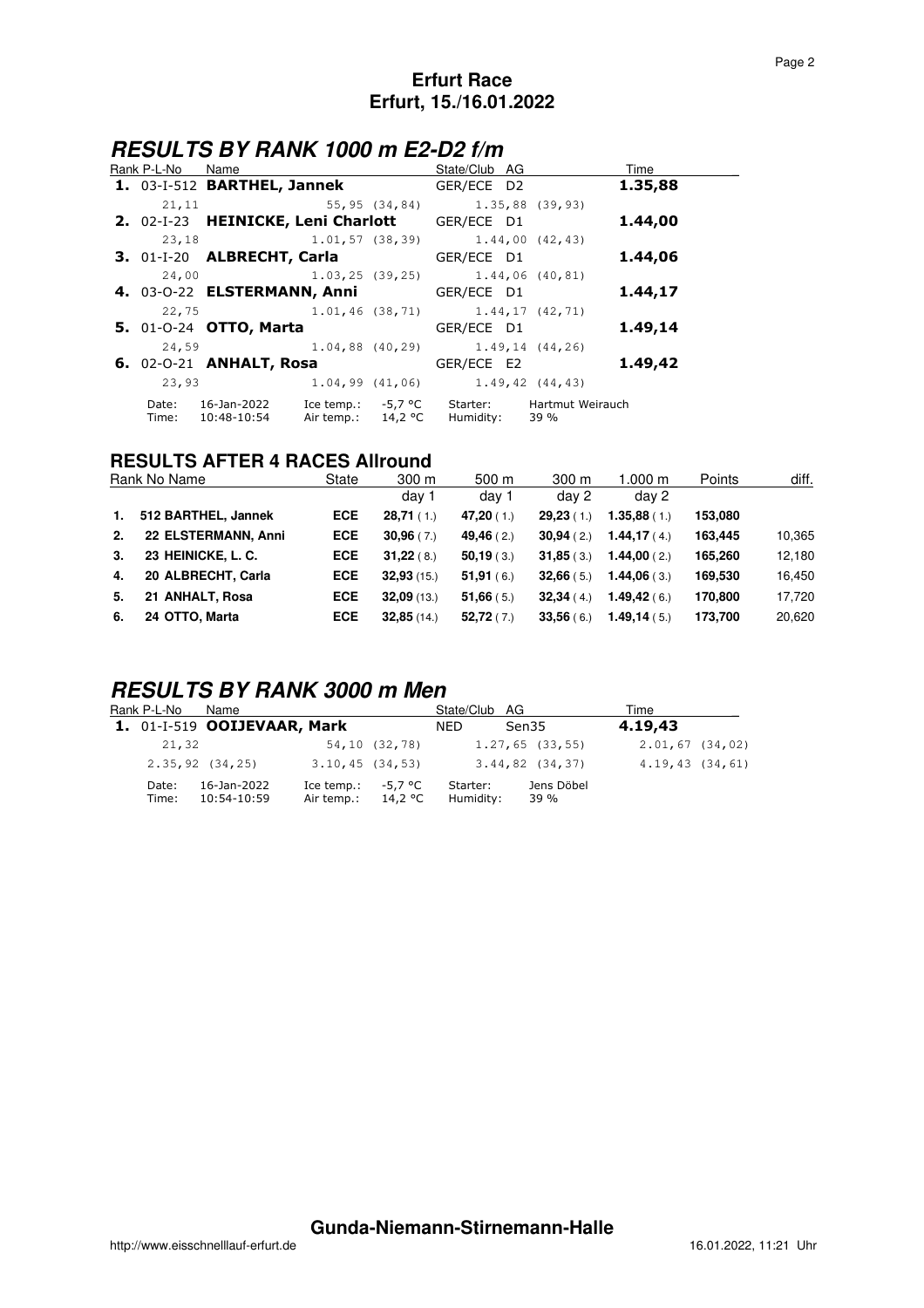**Erfurt Race**
**Erfurt, 15./16.01.2022**

## *RESULTS BY RANK 1000 m E2-D2 f/m*

| Rank | P-L-No | Name | State/Club | AG | Time |
|---|---|---|---|---|---|
| **1.** | 03-I-512 | **BARTHEL, Jannek** | GER/ECE | D2 | **1.35,88** |
| | 21,11 | 55,95 (34,84) | 1.35,88 (39,93) | | |
| **2.** | 02-I-23 | **HEINICKE, Leni Charlott** | GER/ECE | D1 | **1.44,00** |
| | 23,18 | 1.01,57 (38,39) | 1.44,00 (42,43) | | |
| **3.** | 01-I-20 | **ALBRECHT, Carla** | GER/ECE | D1 | **1.44,06** |
| | 24,00 | 1.03,25 (39,25) | 1.44,06 (40,81) | | |
| **4.** | 03-O-22 | **ELSTERMANN, Anni** | GER/ECE | D1 | **1.44,17** |
| | 22,75 | 1.01,46 (38,71) | 1.44,17 (42,71) | | |
| **5.** | 01-O-24 | **OTTO, Marta** | GER/ECE | D1 | **1.49,14** |
| | 24,59 | 1.04,88 (40,29) | 1.49,14 (44,26) | | |
| **6.** | 02-O-21 | **ANHALT, Rosa** | GER/ECE | E2 | **1.49,42** |
| | 23,93 | 1.04,99 (41,06) | 1.49,42 (44,43) | | |

Date: 16-Jan-2022 Ice temp.: -5,7 °C Starter: Hartmut Weirauch
Time: 10:48-10:54 Air temp.: 14,2 °C Humidity: 39 %

### RESULTS AFTER 4 RACES Allround

| Rank | No Name | State | 300 m day 1 | 500 m day 1 | 300 m day 2 | 1.000 m day 2 | Points | diff. |
|---|---|---|---|---|---|---|---|---|
| 1. | 512 BARTHEL, Jannek | ECE | **28,71** ( 1.) | **47,20** ( 1.) | **29,23** ( 1.) | **1.35,88** ( 1.) | 153,080 | |
| 2. | 22 ELSTERMANN, Anni | ECE | **30,96** ( 7.) | **49,46** ( 2.) | **30,94** ( 2.) | **1.44,17** ( 4.) | 163,445 | 10,365 |
| 3. | 23 HEINICKE, L. C. | ECE | **31,22** ( 8.) | **50,19** ( 3.) | **31,85** ( 3.) | **1.44,00** ( 2.) | 165,260 | 12,180 |
| 4. | 20 ALBRECHT, Carla | ECE | **32,93** (15.) | **51,91** ( 6.) | **32,66** ( 5.) | **1.44,06** ( 3.) | 169,530 | 16,450 |
| 5. | 21 ANHALT, Rosa | ECE | **32,09** (13.) | **51,66** ( 5.) | **32,34** ( 4.) | **1.49,42** ( 6.) | 170,800 | 17,720 |
| 6. | 24 OTTO, Marta | ECE | **32,85** (14.) | **52,72** ( 7.) | **33,56** ( 6.) | **1.49,14** ( 5.) | 173,700 | 20,620 |

## *RESULTS BY RANK 3000 m Men*

| Rank | P-L-No | Name | State/Club | AG | Time |
|---|---|---|---|---|---|
| **1.** | 01-I-519 | **OOIJEVAAR, Mark** | NED | Sen35 | **4.19,43** |
| | 21,32 | 54,10 (32,78) | 1.27,65 (33,55) | 2.01,67 (34,02) | |
| | 2.35,92 (34,25) | 3.10,45 (34,53) | 3.44,82 (34,37) | 4.19,43 (34,61) | |

Date: 16-Jan-2022 Ice temp.: -5,7 °C Starter: Jens Döbel
Time: 10:54-10:59 Air temp.: 14,2 °C Humidity: 39 %

**Gunda-Niemann-Stirnemann-Halle**

http://www.eisschnelllauf-erfurt.de 16.01.2022, 11:21 Uhr